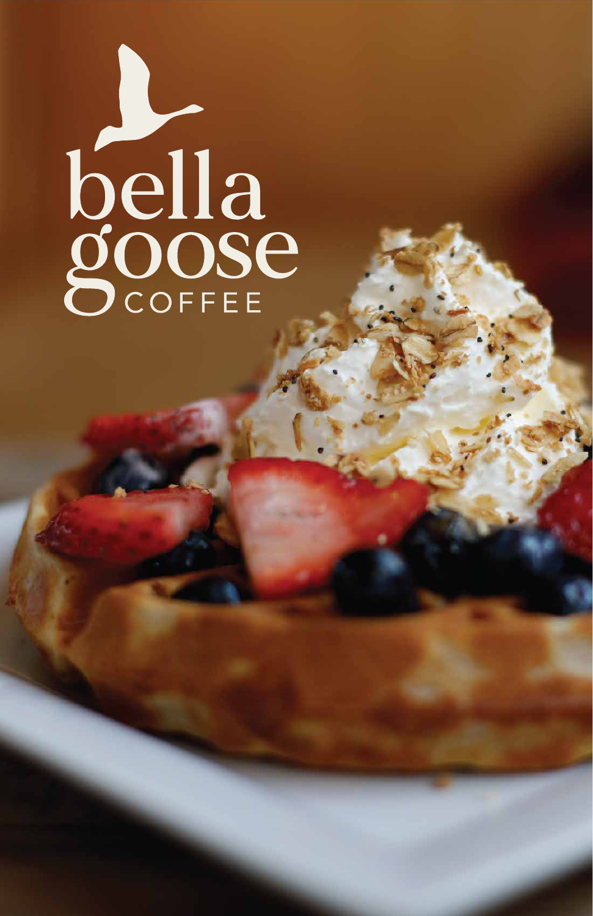# bella goose

COFFEE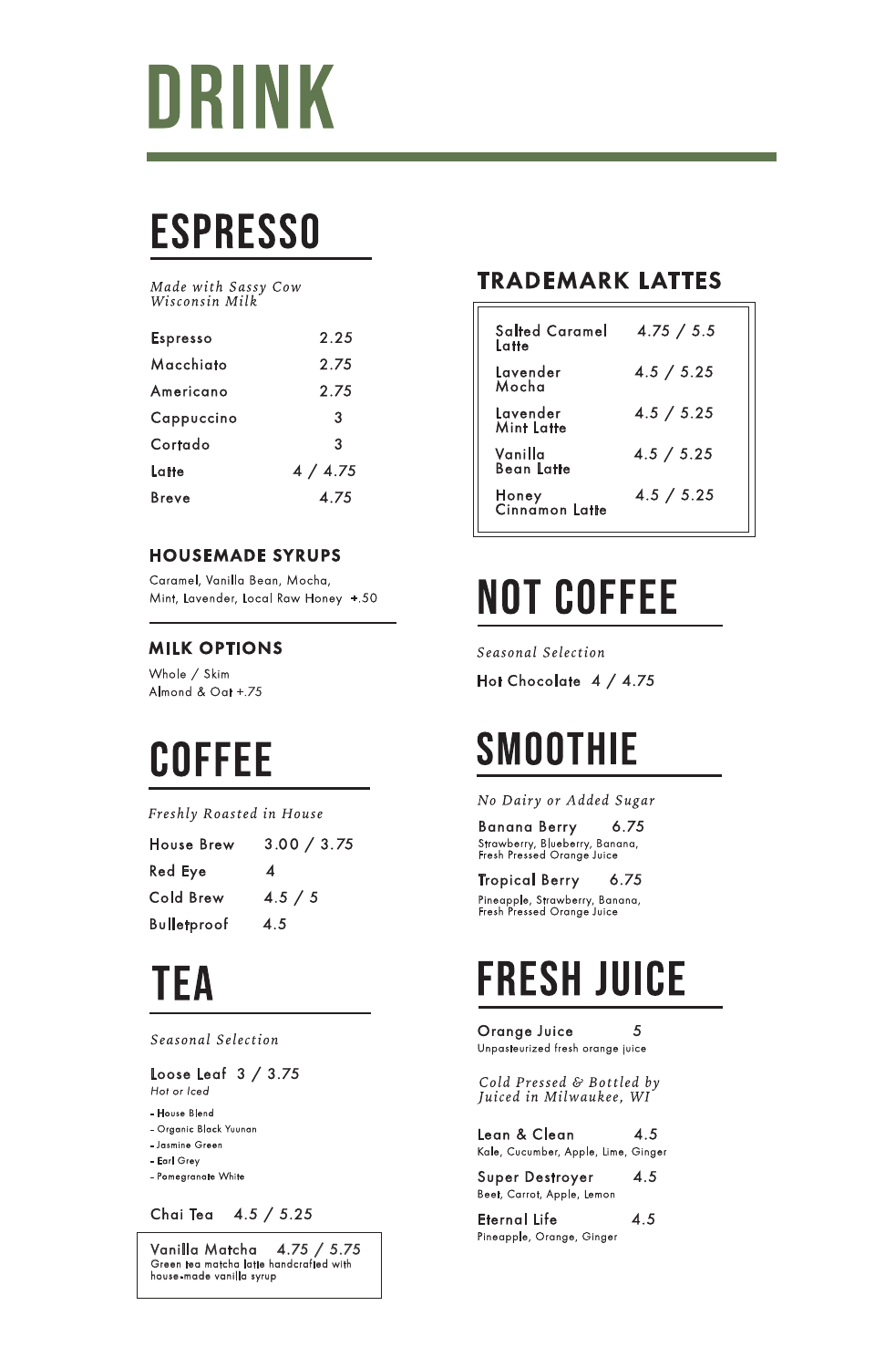# DRINK

## ESPRESSO

*Made with Sassy Cow Wisconsin Milk*

| Item | Price |
|---|---|
| Espresso | 2.25 |
| Macchiato | 2.75 |
| Americano | 2.75 |
| Cappuccino | 3 |
| Cortado | 3 |
| Latte | 4 / 4.75 |
| Breve | 4.75 |

### HOUSEMADE SYRUPS

Caramel, Vanilla Bean, Mocha, Mint, Lavender, Local Raw Honey +.50

### MILK OPTIONS

Whole / Skim
Almond & Oat +.75

## COFFEE

*Freshly Roasted in House*

| Item | Price |
|---|---|
| House Brew | 3.00 / 3.75 |
| Red Eye | 4 |
| Cold Brew | 4.5 / 5 |
| Bulletproof | 4.5 |

## TEA

*Seasonal Selection*

**Loose Leaf** 3 / 3.75
*Hot or Iced*

- House Blend
- Organic Black Yuunan
- Jasmine Green
- Earl Grey
- Pomegranate White

**Chai Tea** 4.5 / 5.25

**Vanilla Matcha** 4.75 / 5.75
Green tea matcha latte handcrafted with house-made vanilla syrup

### TRADEMARK LATTES

| Item | Price |
|---|---|
| Salted Caramel Latte | 4.75 / 5.5 |
| Lavender Mocha | 4.5 / 5.25 |
| Lavender Mint Latte | 4.5 / 5.25 |
| Vanilla Bean Latte | 4.5 / 5.25 |
| Honey Cinnamon Latte | 4.5 / 5.25 |

## NOT COFFEE

*Seasonal Selection*

**Hot Chocolate** 4 / 4.75

## SMOOTHIE

*No Dairy or Added Sugar*

**Banana Berry** 6.75
Strawberry, Blueberry, Banana, Fresh Pressed Orange Juice

**Tropical Berry** 6.75
Pineapple, Strawberry, Banana, Fresh Pressed Orange Juice

## FRESH JUICE

**Orange Juice** 5
Unpasteurized fresh orange juice

*Cold Pressed & Bottled by Juiced in Milwaukee, WI*

**Lean & Clean** 4.5
Kale, Cucumber, Apple, Lime, Ginger

**Super Destroyer** 4.5
Beet, Carrot, Apple, Lemon

**Eternal Life** 4.5
Pineapple, Orange, Ginger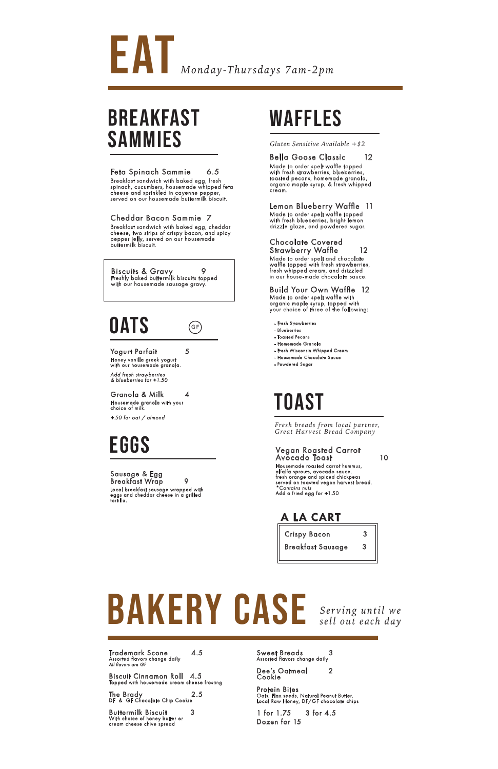# EAT

*Monday-Thursdays 7am-2pm*

## BREAKFAST SAMMIES

**Feta Spinach Sammie** 6.5
Breakfast sandwich with baked egg, fresh spinach, cucumbers, housemade whipped feta cheese and sprinkled in cayenne pepper, served on our housemade buttermilk biscuit.

**Cheddar Bacon Sammie** 7
Breakfast sandwich with baked egg, cheddar cheese, two strips of crispy bacon, and spicy pepper jelly, served on our housemade buttermilk biscuit.

**Biscuits & Gravy** 9
Freshly baked buttermilk biscuits topped with our housemade sausage gravy.

## OATS (GF)

**Yogurt Parfait** 5
Honey vanilla greek yogurt with our housemade granola.

*Add fresh strawberries & blueberries for +1.50*

**Granola & Milk** 4
Housemade granola with your choice of milk.

*+.50 for oat / almond*

## EGGS

**Sausage & Egg Breakfast Wrap** 9
Local breakfast sausage wrapped with eggs and cheddar cheese in a grilled tortilla.

## WAFFLES

*Gluten Sensitive Available +$2*

**Bella Goose Classic** 12
Made to order spelt waffle topped with fresh strawberries, blueberries, toasted pecans, homemade granola, organic maple syrup, & fresh whipped cream.

**Lemon Blueberry Waffle** 11
Made to order spelt waffle topped with fresh blueberries, bright lemon drizzle glaze, and powdered sugar.

**Chocolate Covered Strawberry Waffle** 12
Made to order spelt and chocolate waffle topped with fresh strawberries, fresh whipped cream, and drizzled in our house-made chocolate sauce.

**Build Your Own Waffle** 12
Made to order spelt waffle with organic maple syrup, topped with your choice of three of the following:

- Fresh Strawberries
- Blueberries
- Toasted Pecans
- Homemade Granola
- Fresh Wisconsin Whipped Cream
- Housemade Chocolate Sauce
- Powdered Sugar

## TOAST

*Fresh breads from local partner, Great Harvest Bread Company*

**Vegan Roasted Carrot Avocado Toast** 10
Housemade roasted carrot hummus, alfalfa sprouts, avocado sauce, fresh orange and spiced chickpeas served on toasted vegan harvest bread.
*\*Contains nuts*
Add a fried egg for +1.50

## A LA CART

| Item | Price |
| --- | --- |
| Crispy Bacon | 3 |
| Breakfast Sausage | 3 |

# BAKERY CASE

*Serving until we sell out each day*

**Trademark Scone** 4.5
Assorted flavors change daily
*All flavors are GF*

**Biscuit Cinnamon Roll** 4.5
Topped with housemade cream cheese frosting

**The Brady** 2.5
DF & GF Chocolate Chip Cookie

**Buttermilk Biscuit** 3
With choice of honey butter or cream cheese chive spread

**Sweet Breads** 3
Assorted flavors change daily

**Dee's Oatmeal Cookie** 2

**Protein Bites**
Oats, Flax seeds, Natural Peanut Butter, Local Raw Honey, DF/GF chocolate chips

1 for 1.75 3 for 4.5
Dozen for 15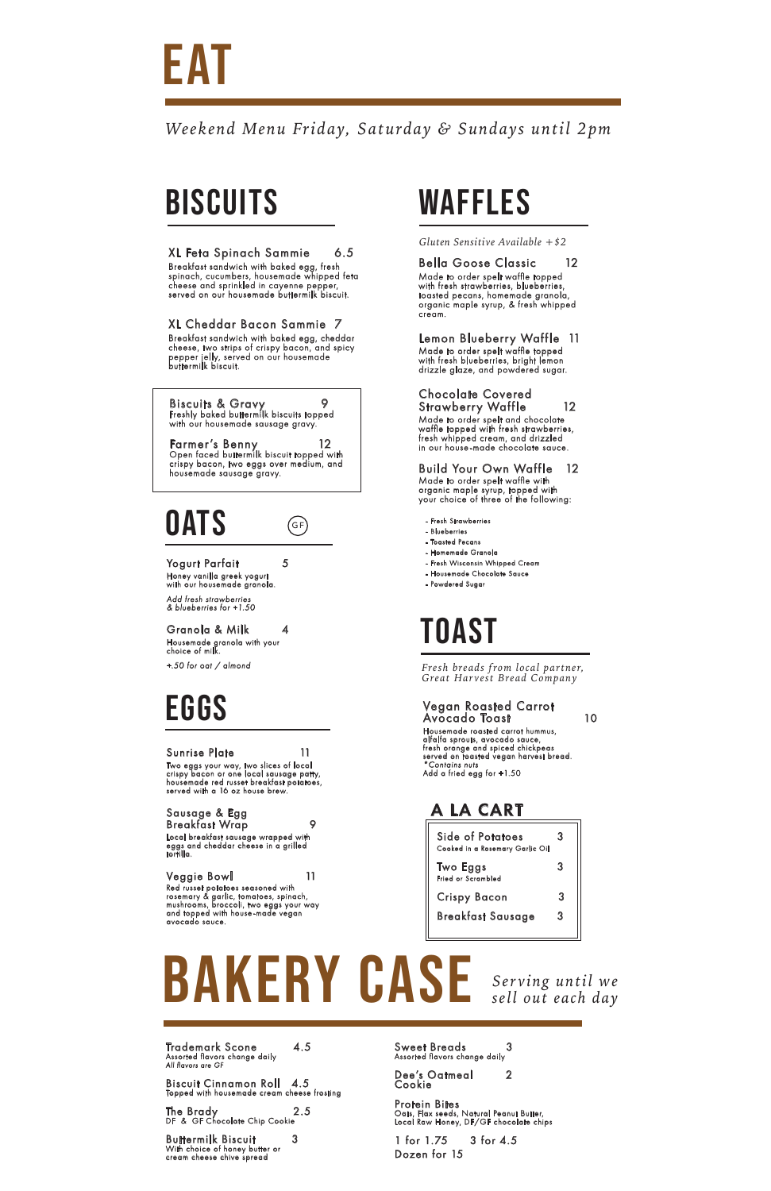# EAT

*Weekend Menu Friday, Saturday & Sundays until 2pm*

## BISCUITS

**XL Feta Spinach Sammie** 6.5
Breakfast sandwich with baked egg, fresh spinach, cucumbers, housemade whipped feta cheese and sprinkled in cayenne pepper, served on our housemade buttermilk biscuit.

**XL Cheddar Bacon Sammie** 7
Breakfast sandwich with baked egg, cheddar cheese, two strips of crispy bacon, and spicy pepper jelly, served on our housemade buttermilk biscuit.

**Biscuits & Gravy** 9
Freshly baked buttermilk biscuits topped with our housemade sausage gravy.

**Farmer's Benny** 12
Open faced buttermilk biscuit topped with crispy bacon, two eggs over medium, and housemade sausage gravy.

## OATS (GF)

**Yogurt Parfait** 5
Honey vanilla greek yogurt with our housemade granola.

*Add fresh strawberries & blueberries for +1.50*

**Granola & Milk** 4
Housemade granola with your choice of milk.

*+.50 for oat / almond*

## EGGS

**Sunrise Plate** 11
Two eggs your way, two slices of local crispy bacon or one local sausage patty, housemade red russet breakfast potatoes, served with a 16 oz house brew.

**Sausage & Egg Breakfast Wrap** 9
Local breakfast sausage wrapped with eggs and cheddar cheese in a grilled tortilla.

**Veggie Bowl** 11
Red russet potatoes seasoned with rosemary & garlic, tomatoes, spinach, mushrooms, broccoli, two eggs your way and topped with house-made vegan avocado sauce.

## WAFFLES

*Gluten Sensitive Available +$2*

**Bella Goose Classic** 12
Made to order spelt waffle topped with fresh strawberries, blueberries, toasted pecans, homemade granola, organic maple syrup, & fresh whipped cream.

**Lemon Blueberry Waffle** 11
Made to order spelt waffle topped with fresh blueberries, bright lemon drizzle glaze, and powdered sugar.

**Chocolate Covered Strawberry Waffle** 12
Made to order spelt and chocolate waffle topped with fresh strawberries, fresh whipped cream, and drizzled in our house-made chocolate sauce.

**Build Your Own Waffle** 12
Made to order spelt waffle with organic maple syrup, topped with your choice of three of the following:

- Fresh Strawberries
- Blueberries
- Toasted Pecans
- Homemade Granola
- Fresh Wisconsin Whipped Cream
- Housemade Chocolate Sauce
- Powdered Sugar

## TOAST

*Fresh breads from local partner, Great Harvest Bread Company*

**Vegan Roasted Carrot Avocado Toast** 10
Housemade roasted carrot hummus, alfalfa sprouts, avocado sauce, fresh orange and spiced chickpeas served on toasted vegan harvest bread.
*Contains nuts
Add a fried egg for +1.50

## A LA CART

**Side of Potatoes** 3
Cooked in a Rosemary Garlic Oil

**Two Eggs** 3
Fried or Scrambled

**Crispy Bacon** 3

**Breakfast Sausage** 3

# BAKERY CASE

*Serving until we sell out each day*

**Trademark Scone** 4.5
Assorted flavors change daily
*All flavors are GF*

**Biscuit Cinnamon Roll** 4.5
Topped with housemade cream cheese frosting

**The Brady** 2.5
DF & GF Chocolate Chip Cookie

**Buttermilk Biscuit** 3
With choice of honey butter or cream cheese chive spread

**Sweet Breads** 3
Assorted flavors change daily

**Dee's Oatmeal Cookie** 2

**Protein Bites**
Oats, Flax seeds, Natural Peanut Butter, Local Raw Honey, DF/GF chocolate chips

1 for 1.75 3 for 4.5
Dozen for 15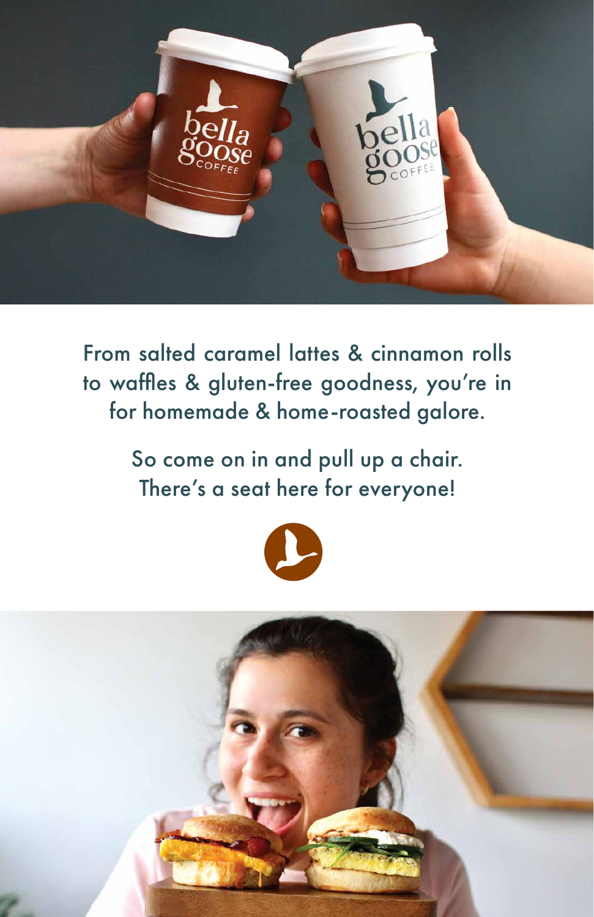From salted caramel lattes & cinnamon rolls to waffles & gluten-free goodness, you're in for homemade & home-roasted galore.

So come on in and pull up a chair. There's a seat here for everyone!